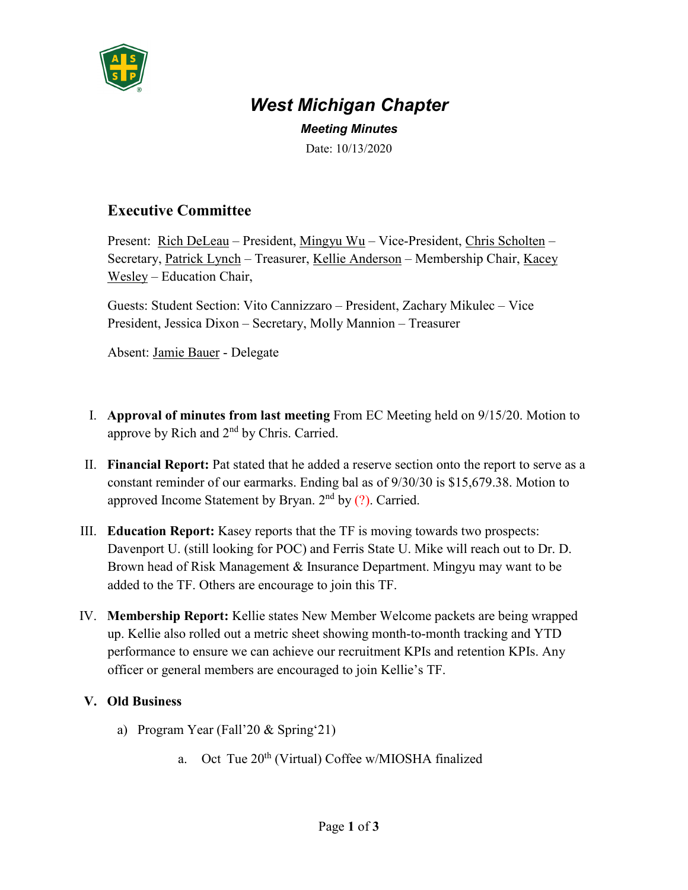# *West Michigan Chapter*

***Meeting Minutes***

Date: 10/13/2020

## Executive Committee

Present: Rich DeLeau – President, Mingyu Wu – Vice-President, Chris Scholten – Secretary, Patrick Lynch – Treasurer, Kellie Anderson – Membership Chair, Kacey Wesley – Education Chair,

Guests: Student Section: Vito Cannizzaro – President, Zachary Mikulec – Vice President, Jessica Dixon – Secretary, Molly Mannion – Treasurer

Absent: Jamie Bauer - Delegate

I. **Approval of minutes from last meeting** From EC Meeting held on 9/15/20. Motion to approve by Rich and 2nd by Chris. Carried.

II. **Financial Report:** Pat stated that he added a reserve section onto the report to serve as a constant reminder of our earmarks. Ending bal as of 9/30/30 is $15,679.38. Motion to approved Income Statement by Bryan. 2nd by (?). Carried.

III. **Education Report:** Kasey reports that the TF is moving towards two prospects: Davenport U. (still looking for POC) and Ferris State U. Mike will reach out to Dr. D. Brown head of Risk Management & Insurance Department. Mingyu may want to be added to the TF. Others are encourage to join this TF.

IV. **Membership Report:** Kellie states New Member Welcome packets are being wrapped up. Kellie also rolled out a metric sheet showing month-to-month tracking and YTD performance to ensure we can achieve our recruitment KPIs and retention KPIs. Any officer or general members are encouraged to join Kellie's TF.

V. **Old Business**

a) Program Year (Fall'20 & Spring'21)

a. Oct Tue 20th (Virtual) Coffee w/MIOSHA finalized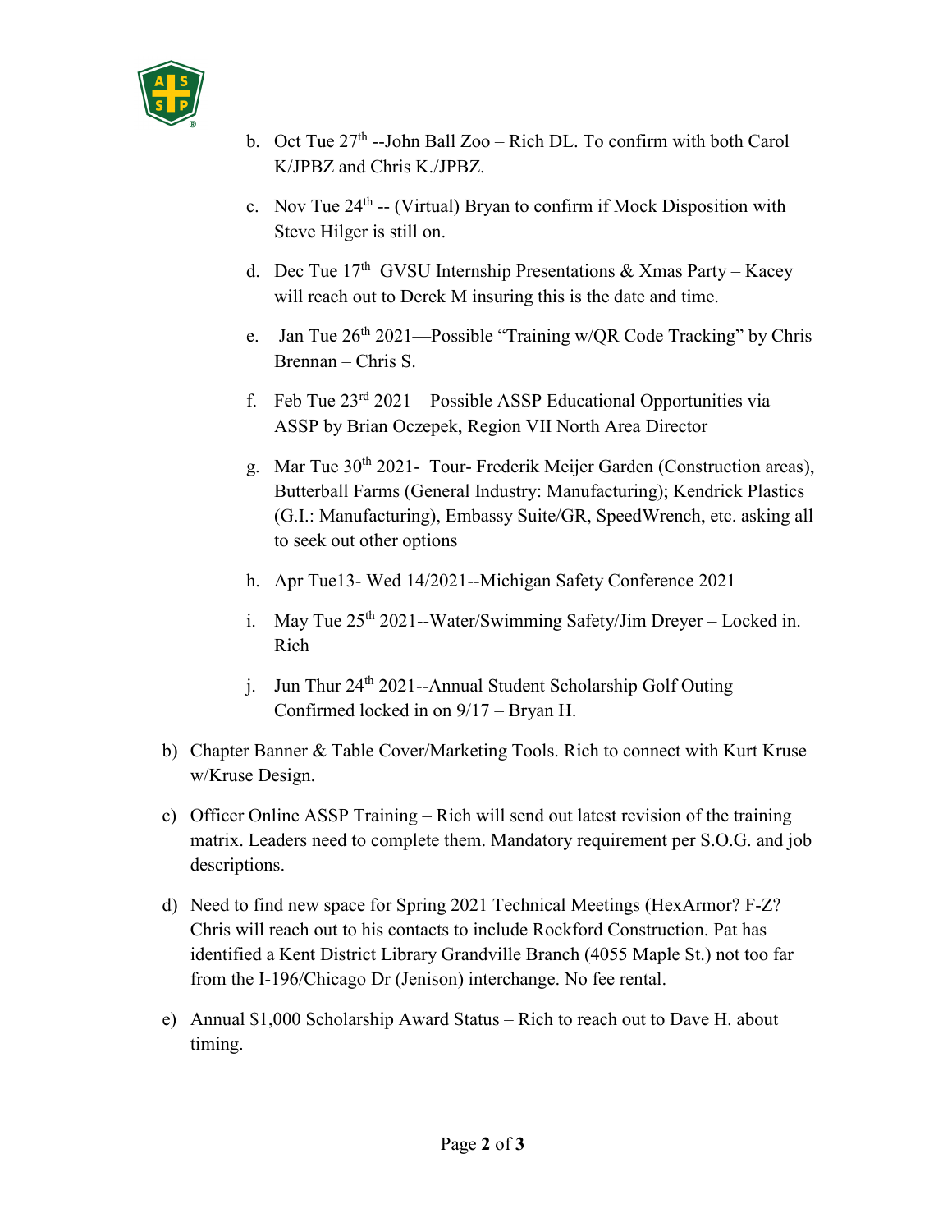b. Oct Tue 27th --John Ball Zoo – Rich DL. To confirm with both Carol K/JPBZ and Chris K./JPBZ.

c. Nov Tue 24th -- (Virtual) Bryan to confirm if Mock Disposition with Steve Hilger is still on.

d. Dec Tue 17th GVSU Internship Presentations & Xmas Party – Kacey will reach out to Derek M insuring this is the date and time.

e. Jan Tue 26th 2021—Possible "Training w/QR Code Tracking" by Chris Brennan – Chris S.

f. Feb Tue 23rd 2021—Possible ASSP Educational Opportunities via ASSP by Brian Oczepek, Region VII North Area Director

g. Mar Tue 30th 2021- Tour- Frederik Meijer Garden (Construction areas), Butterball Farms (General Industry: Manufacturing); Kendrick Plastics (G.I.: Manufacturing), Embassy Suite/GR, SpeedWrench, etc. asking all to seek out other options

h. Apr Tue13- Wed 14/2021--Michigan Safety Conference 2021

i. May Tue 25th 2021--Water/Swimming Safety/Jim Dreyer – Locked in. Rich

j. Jun Thur 24th 2021--Annual Student Scholarship Golf Outing – Confirmed locked in on 9/17 – Bryan H.

b) Chapter Banner & Table Cover/Marketing Tools. Rich to connect with Kurt Kruse w/Kruse Design.

c) Officer Online ASSP Training – Rich will send out latest revision of the training matrix. Leaders need to complete them. Mandatory requirement per S.O.G. and job descriptions.

d) Need to find new space for Spring 2021 Technical Meetings (HexArmor? F-Z? Chris will reach out to his contacts to include Rockford Construction. Pat has identified a Kent District Library Grandville Branch (4055 Maple St.) not too far from the I-196/Chicago Dr (Jenison) interchange. No fee rental.

e) Annual $1,000 Scholarship Award Status – Rich to reach out to Dave H. about timing.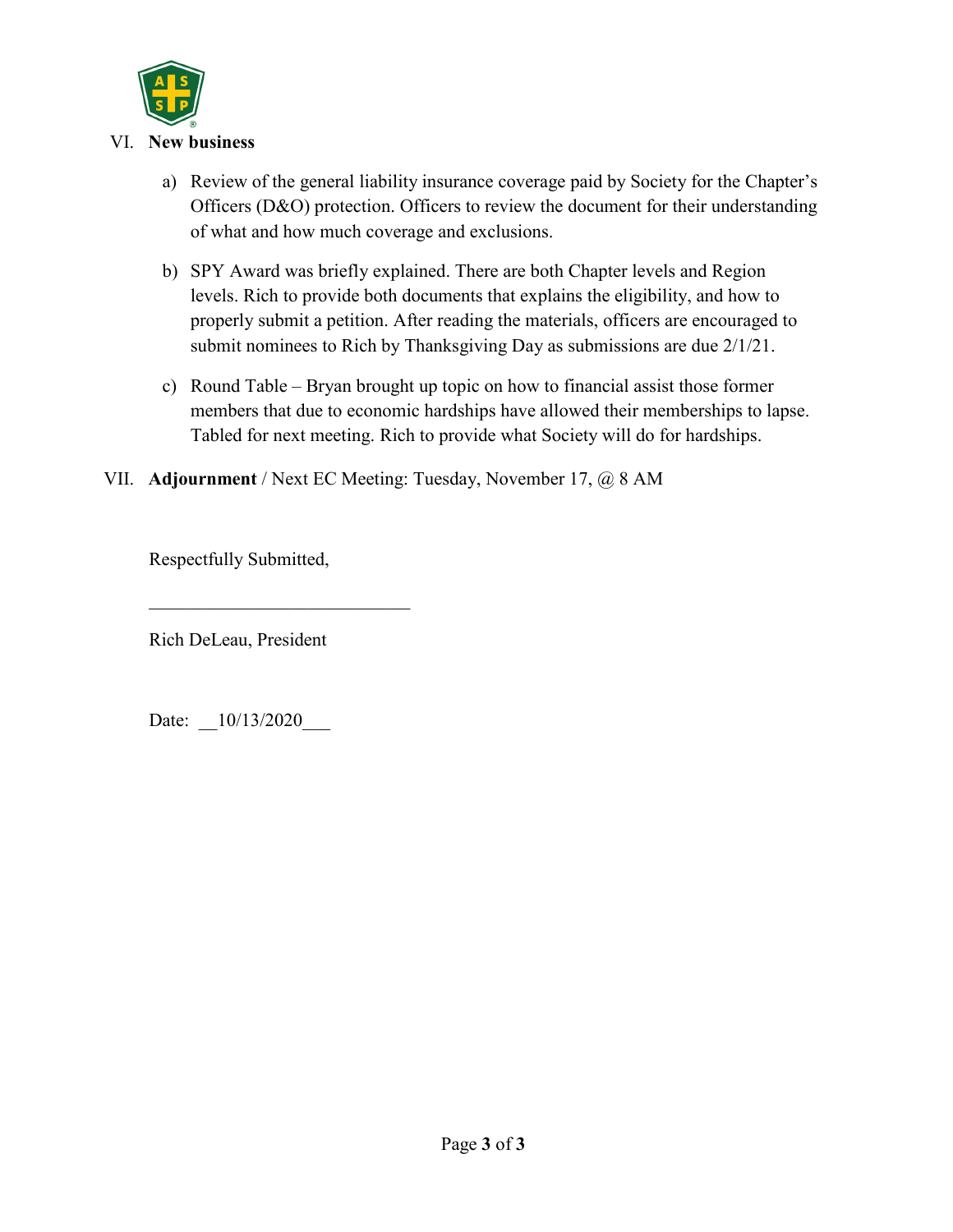VI. **New business**

a) Review of the general liability insurance coverage paid by Society for the Chapter's Officers (D&O) protection. Officers to review the document for their understanding of what and how much coverage and exclusions.

b) SPY Award was briefly explained. There are both Chapter levels and Region levels. Rich to provide both documents that explains the eligibility, and how to properly submit a petition. After reading the materials, officers are encouraged to submit nominees to Rich by Thanksgiving Day as submissions are due 2/1/21.

c) Round Table – Bryan brought up topic on how to financial assist those former members that due to economic hardships have allowed their memberships to lapse. Tabled for next meeting. Rich to provide what Society will do for hardships.

VII. **Adjournment** / Next EC Meeting: Tuesday, November 17, @ 8 AM

Respectfully Submitted,

____________________________

Rich DeLeau, President

Date: __10/13/2020___